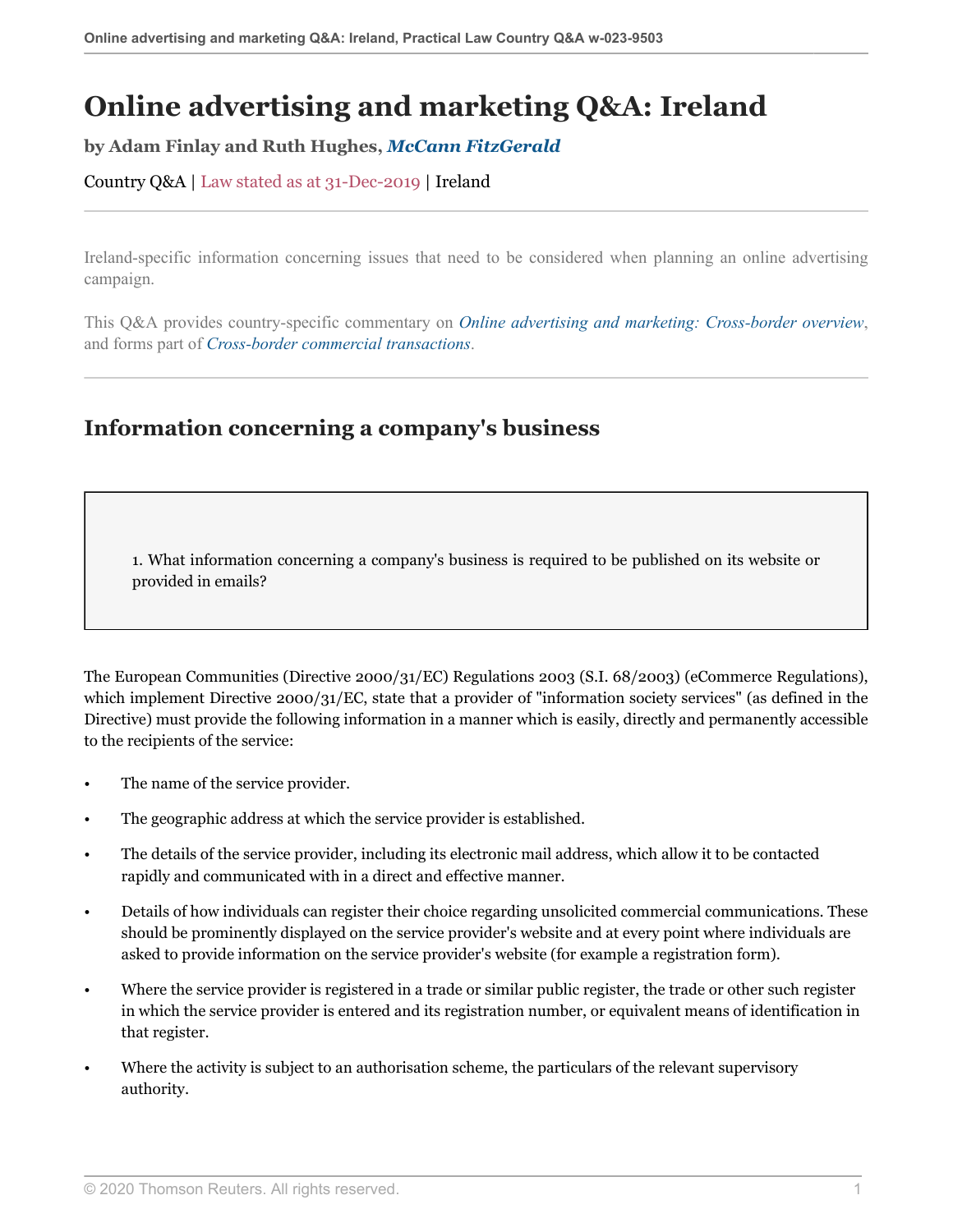# Online advertising and marketing Q&A: Ireland

**by Adam Finlay and Ruth Hughes, *McCann FitzGerald***

Country Q&A | Law stated as at 31-Dec-2019 | Ireland

Ireland-specific information concerning issues that need to be considered when planning an online advertising campaign.

This Q&A provides country-specific commentary on *Online advertising and marketing: Cross-border overview*, and forms part of *Cross-border commercial transactions*.

## Information concerning a company's business

1. What information concerning a company's business is required to be published on its website or provided in emails?

The European Communities (Directive 2000/31/EC) Regulations 2003 (S.I. 68/2003) (eCommerce Regulations), which implement Directive 2000/31/EC, state that a provider of "information society services" (as defined in the Directive) must provide the following information in a manner which is easily, directly and permanently accessible to the recipients of the service:

- The name of the service provider.
- The geographic address at which the service provider is established.
- The details of the service provider, including its electronic mail address, which allow it to be contacted rapidly and communicated with in a direct and effective manner.
- Details of how individuals can register their choice regarding unsolicited commercial communications. These should be prominently displayed on the service provider's website and at every point where individuals are asked to provide information on the service provider's website (for example a registration form).
- Where the service provider is registered in a trade or similar public register, the trade or other such register in which the service provider is entered and its registration number, or equivalent means of identification in that register.
- Where the activity is subject to an authorisation scheme, the particulars of the relevant supervisory authority.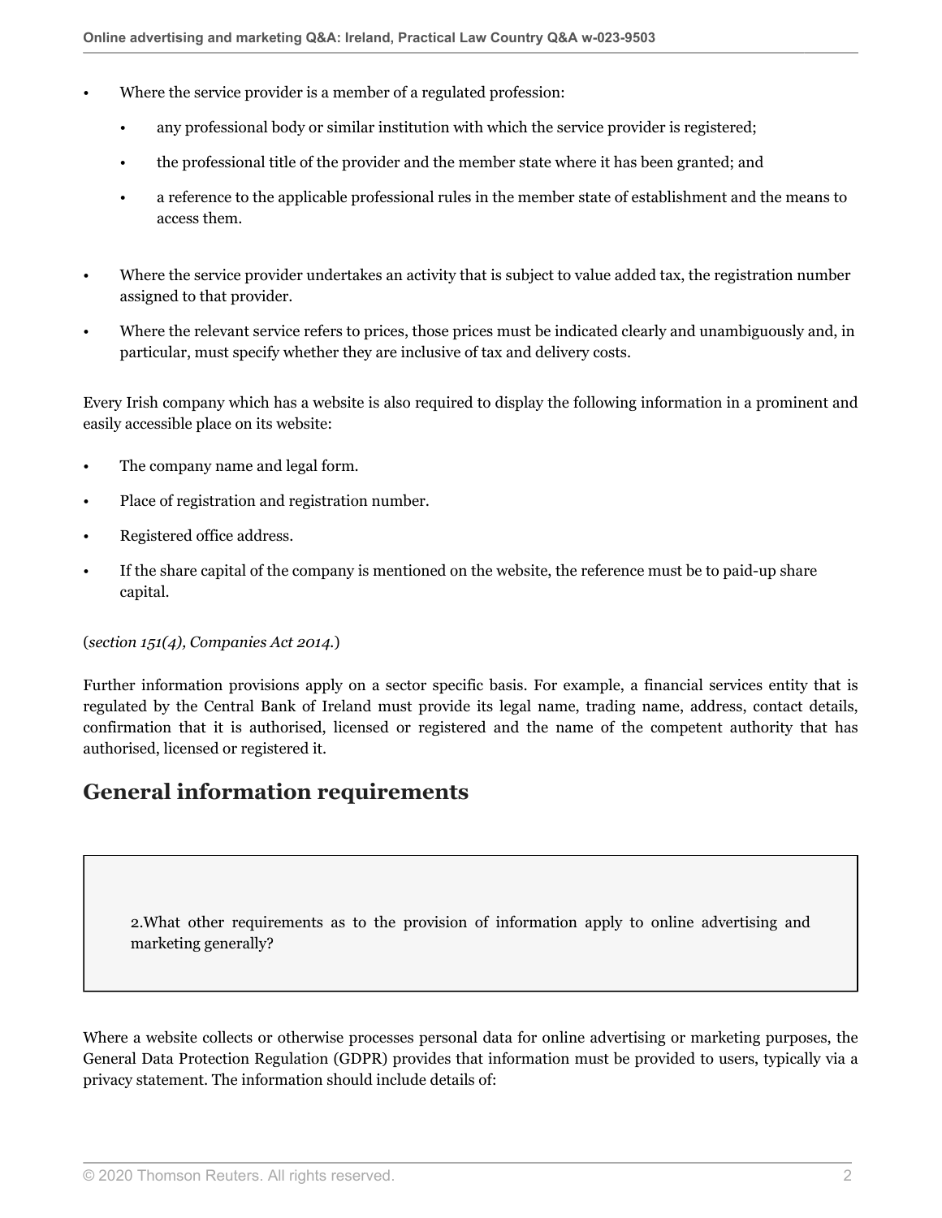- Where the service provider is a member of a regulated profession:
  - any professional body or similar institution with which the service provider is registered;
  - the professional title of the provider and the member state where it has been granted; and
  - a reference to the applicable professional rules in the member state of establishment and the means to access them.
- Where the service provider undertakes an activity that is subject to value added tax, the registration number assigned to that provider.
- Where the relevant service refers to prices, those prices must be indicated clearly and unambiguously and, in particular, must specify whether they are inclusive of tax and delivery costs.

Every Irish company which has a website is also required to display the following information in a prominent and easily accessible place on its website:

- The company name and legal form.
- Place of registration and registration number.
- Registered office address.
- If the share capital of the company is mentioned on the website, the reference must be to paid-up share capital.

(*section 151(4), Companies Act 2014.*)

Further information provisions apply on a sector specific basis. For example, a financial services entity that is regulated by the Central Bank of Ireland must provide its legal name, trading name, address, contact details, confirmation that it is authorised, licensed or registered and the name of the competent authority that has authorised, licensed or registered it.

## General information requirements

2.What other requirements as to the provision of information apply to online advertising and marketing generally?

Where a website collects or otherwise processes personal data for online advertising or marketing purposes, the General Data Protection Regulation (GDPR) provides that information must be provided to users, typically via a privacy statement. The information should include details of: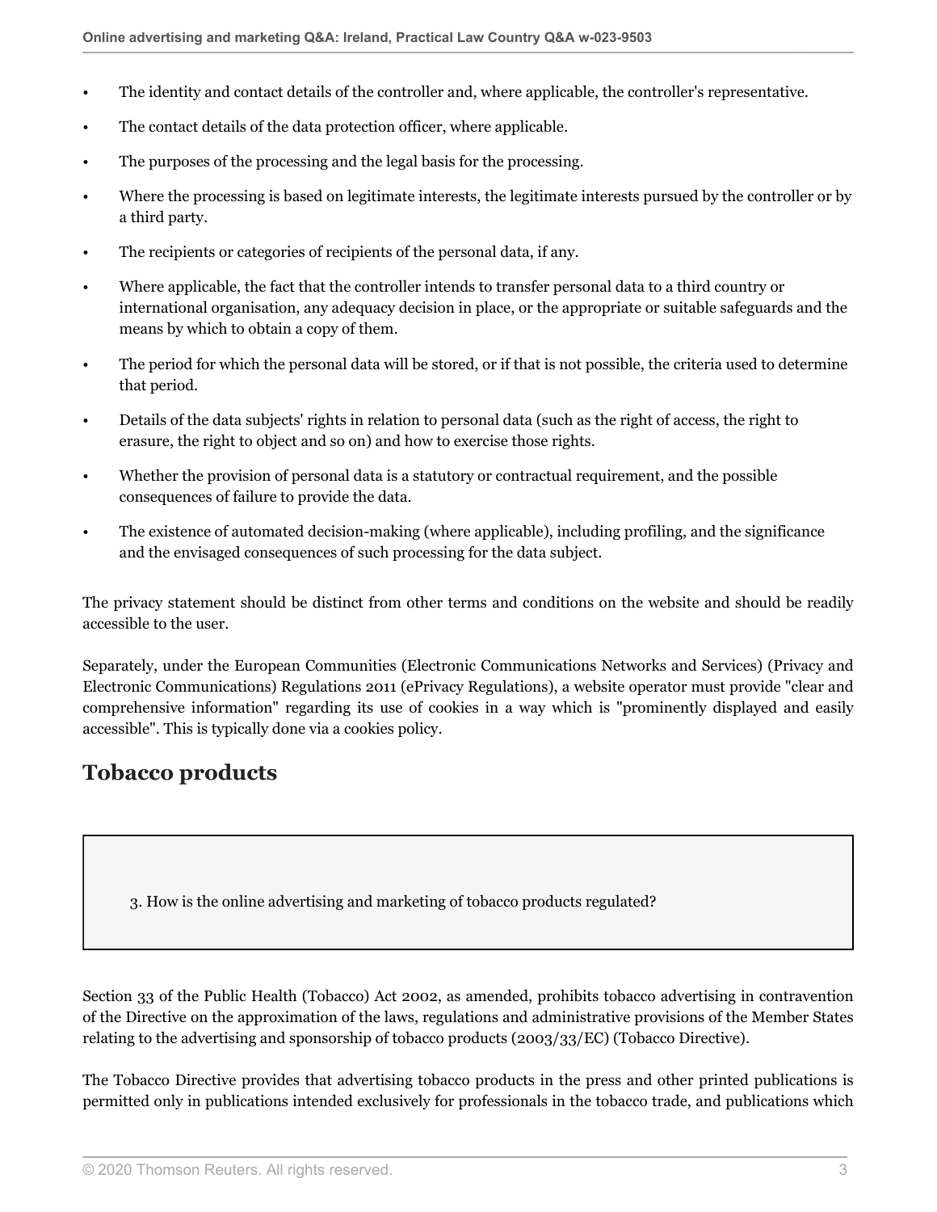- The identity and contact details of the controller and, where applicable, the controller's representative.
- The contact details of the data protection officer, where applicable.
- The purposes of the processing and the legal basis for the processing.
- Where the processing is based on legitimate interests, the legitimate interests pursued by the controller or by a third party.
- The recipients or categories of recipients of the personal data, if any.
- Where applicable, the fact that the controller intends to transfer personal data to a third country or international organisation, any adequacy decision in place, or the appropriate or suitable safeguards and the means by which to obtain a copy of them.
- The period for which the personal data will be stored, or if that is not possible, the criteria used to determine that period.
- Details of the data subjects' rights in relation to personal data (such as the right of access, the right to erasure, the right to object and so on) and how to exercise those rights.
- Whether the provision of personal data is a statutory or contractual requirement, and the possible consequences of failure to provide the data.
- The existence of automated decision-making (where applicable), including profiling, and the significance and the envisaged consequences of such processing for the data subject.

The privacy statement should be distinct from other terms and conditions on the website and should be readily accessible to the user.

Separately, under the European Communities (Electronic Communications Networks and Services) (Privacy and Electronic Communications) Regulations 2011 (ePrivacy Regulations), a website operator must provide "clear and comprehensive information" regarding its use of cookies in a way which is "prominently displayed and easily accessible". This is typically done via a cookies policy.

## Tobacco products

3. How is the online advertising and marketing of tobacco products regulated?

Section 33 of the Public Health (Tobacco) Act 2002, as amended, prohibits tobacco advertising in contravention of the Directive on the approximation of the laws, regulations and administrative provisions of the Member States relating to the advertising and sponsorship of tobacco products (2003/33/EC) (Tobacco Directive).

The Tobacco Directive provides that advertising tobacco products in the press and other printed publications is permitted only in publications intended exclusively for professionals in the tobacco trade, and publications which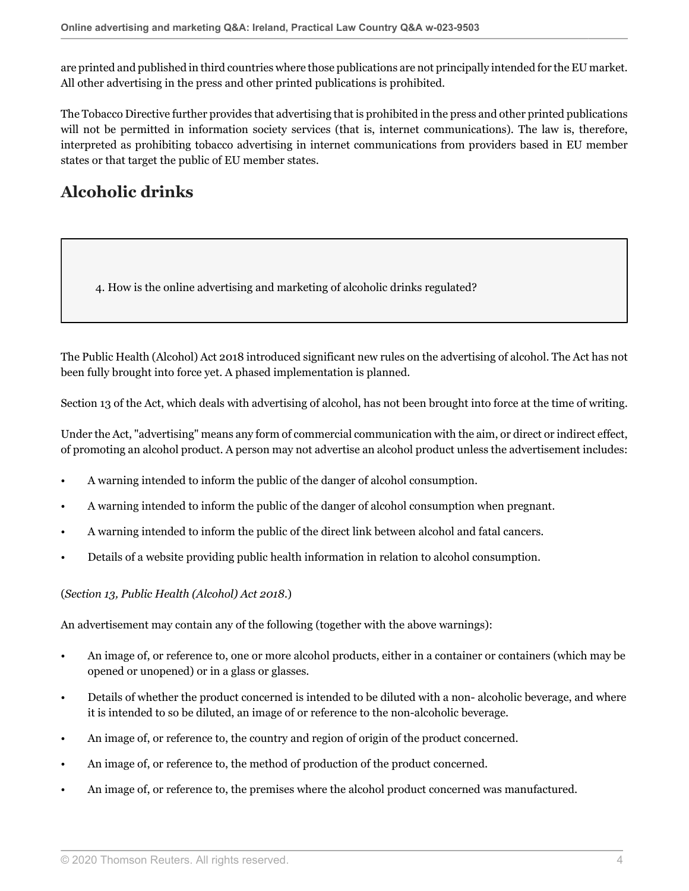are printed and published in third countries where those publications are not principally intended for the EU market. All other advertising in the press and other printed publications is prohibited.

The Tobacco Directive further provides that advertising that is prohibited in the press and other printed publications will not be permitted in information society services (that is, internet communications). The law is, therefore, interpreted as prohibiting tobacco advertising in internet communications from providers based in EU member states or that target the public of EU member states.

## Alcoholic drinks

> 4. How is the online advertising and marketing of alcoholic drinks regulated?

The Public Health (Alcohol) Act 2018 introduced significant new rules on the advertising of alcohol. The Act has not been fully brought into force yet. A phased implementation is planned.

Section 13 of the Act, which deals with advertising of alcohol, has not been brought into force at the time of writing.

Under the Act, "advertising" means any form of commercial communication with the aim, or direct or indirect effect, of promoting an alcohol product. A person may not advertise an alcohol product unless the advertisement includes:

- A warning intended to inform the public of the danger of alcohol consumption.
- A warning intended to inform the public of the danger of alcohol consumption when pregnant.
- A warning intended to inform the public of the direct link between alcohol and fatal cancers.
- Details of a website providing public health information in relation to alcohol consumption.

(*Section 13, Public Health (Alcohol) Act 2018*.)

An advertisement may contain any of the following (together with the above warnings):

- An image of, or reference to, one or more alcohol products, either in a container or containers (which may be opened or unopened) or in a glass or glasses.
- Details of whether the product concerned is intended to be diluted with a non- alcoholic beverage, and where it is intended to so be diluted, an image of or reference to the non-alcoholic beverage.
- An image of, or reference to, the country and region of origin of the product concerned.
- An image of, or reference to, the method of production of the product concerned.
- An image of, or reference to, the premises where the alcohol product concerned was manufactured.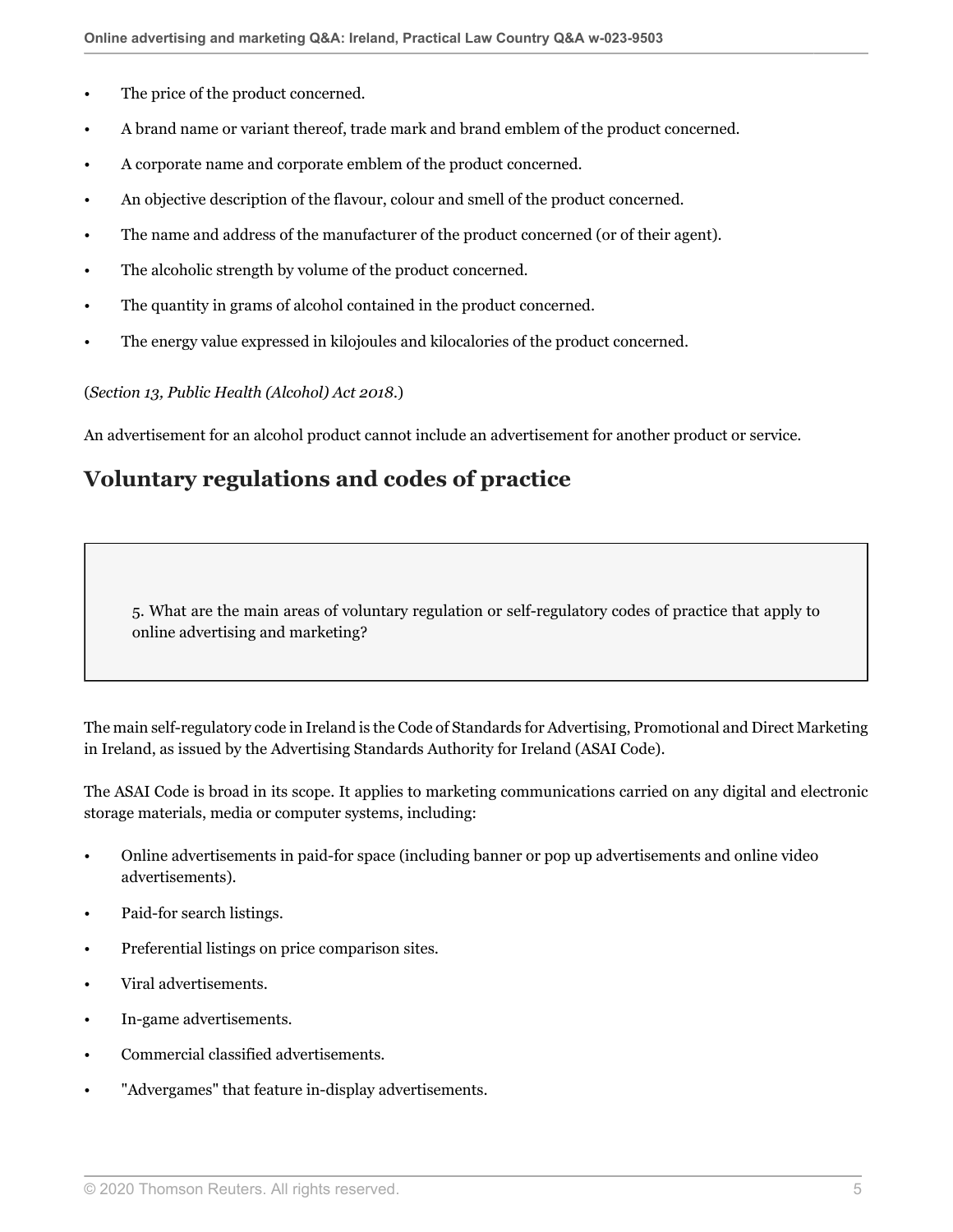- The price of the product concerned.
- A brand name or variant thereof, trade mark and brand emblem of the product concerned.
- A corporate name and corporate emblem of the product concerned.
- An objective description of the flavour, colour and smell of the product concerned.
- The name and address of the manufacturer of the product concerned (or of their agent).
- The alcoholic strength by volume of the product concerned.
- The quantity in grams of alcohol contained in the product concerned.
- The energy value expressed in kilojoules and kilocalories of the product concerned.

(*Section 13, Public Health (Alcohol) Act 2018*.)

An advertisement for an alcohol product cannot include an advertisement for another product or service.

## Voluntary regulations and codes of practice

> 5. What are the main areas of voluntary regulation or self-regulatory codes of practice that apply to online advertising and marketing?

The main self-regulatory code in Ireland is the Code of Standards for Advertising, Promotional and Direct Marketing in Ireland, as issued by the Advertising Standards Authority for Ireland (ASAI Code).

The ASAI Code is broad in its scope. It applies to marketing communications carried on any digital and electronic storage materials, media or computer systems, including:

- Online advertisements in paid-for space (including banner or pop up advertisements and online video advertisements).
- Paid-for search listings.
- Preferential listings on price comparison sites.
- Viral advertisements.
- In-game advertisements.
- Commercial classified advertisements.
- "Advergames" that feature in-display advertisements.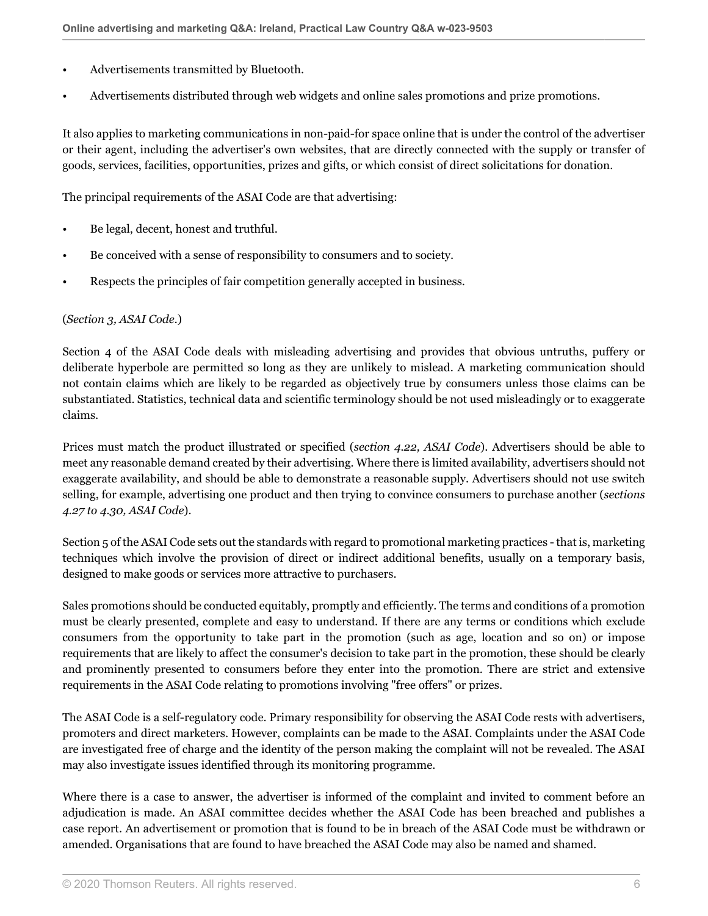- Advertisements transmitted by Bluetooth.
- Advertisements distributed through web widgets and online sales promotions and prize promotions.

It also applies to marketing communications in non-paid-for space online that is under the control of the advertiser or their agent, including the advertiser's own websites, that are directly connected with the supply or transfer of goods, services, facilities, opportunities, prizes and gifts, or which consist of direct solicitations for donation.

The principal requirements of the ASAI Code are that advertising:

- Be legal, decent, honest and truthful.
- Be conceived with a sense of responsibility to consumers and to society.
- Respects the principles of fair competition generally accepted in business.

(*Section 3, ASAI Code*.)

Section 4 of the ASAI Code deals with misleading advertising and provides that obvious untruths, puffery or deliberate hyperbole are permitted so long as they are unlikely to mislead. A marketing communication should not contain claims which are likely to be regarded as objectively true by consumers unless those claims can be substantiated. Statistics, technical data and scientific terminology should be not used misleadingly or to exaggerate claims.

Prices must match the product illustrated or specified (*section 4.22, ASAI Code*). Advertisers should be able to meet any reasonable demand created by their advertising. Where there is limited availability, advertisers should not exaggerate availability, and should be able to demonstrate a reasonable supply. Advertisers should not use switch selling, for example, advertising one product and then trying to convince consumers to purchase another (*sections 4.27 to 4.30, ASAI Code*).

Section 5 of the ASAI Code sets out the standards with regard to promotional marketing practices - that is, marketing techniques which involve the provision of direct or indirect additional benefits, usually on a temporary basis, designed to make goods or services more attractive to purchasers.

Sales promotions should be conducted equitably, promptly and efficiently. The terms and conditions of a promotion must be clearly presented, complete and easy to understand. If there are any terms or conditions which exclude consumers from the opportunity to take part in the promotion (such as age, location and so on) or impose requirements that are likely to affect the consumer's decision to take part in the promotion, these should be clearly and prominently presented to consumers before they enter into the promotion. There are strict and extensive requirements in the ASAI Code relating to promotions involving "free offers" or prizes.

The ASAI Code is a self-regulatory code. Primary responsibility for observing the ASAI Code rests with advertisers, promoters and direct marketers. However, complaints can be made to the ASAI. Complaints under the ASAI Code are investigated free of charge and the identity of the person making the complaint will not be revealed. The ASAI may also investigate issues identified through its monitoring programme.

Where there is a case to answer, the advertiser is informed of the complaint and invited to comment before an adjudication is made. An ASAI committee decides whether the ASAI Code has been breached and publishes a case report. An advertisement or promotion that is found to be in breach of the ASAI Code must be withdrawn or amended. Organisations that are found to have breached the ASAI Code may also be named and shamed.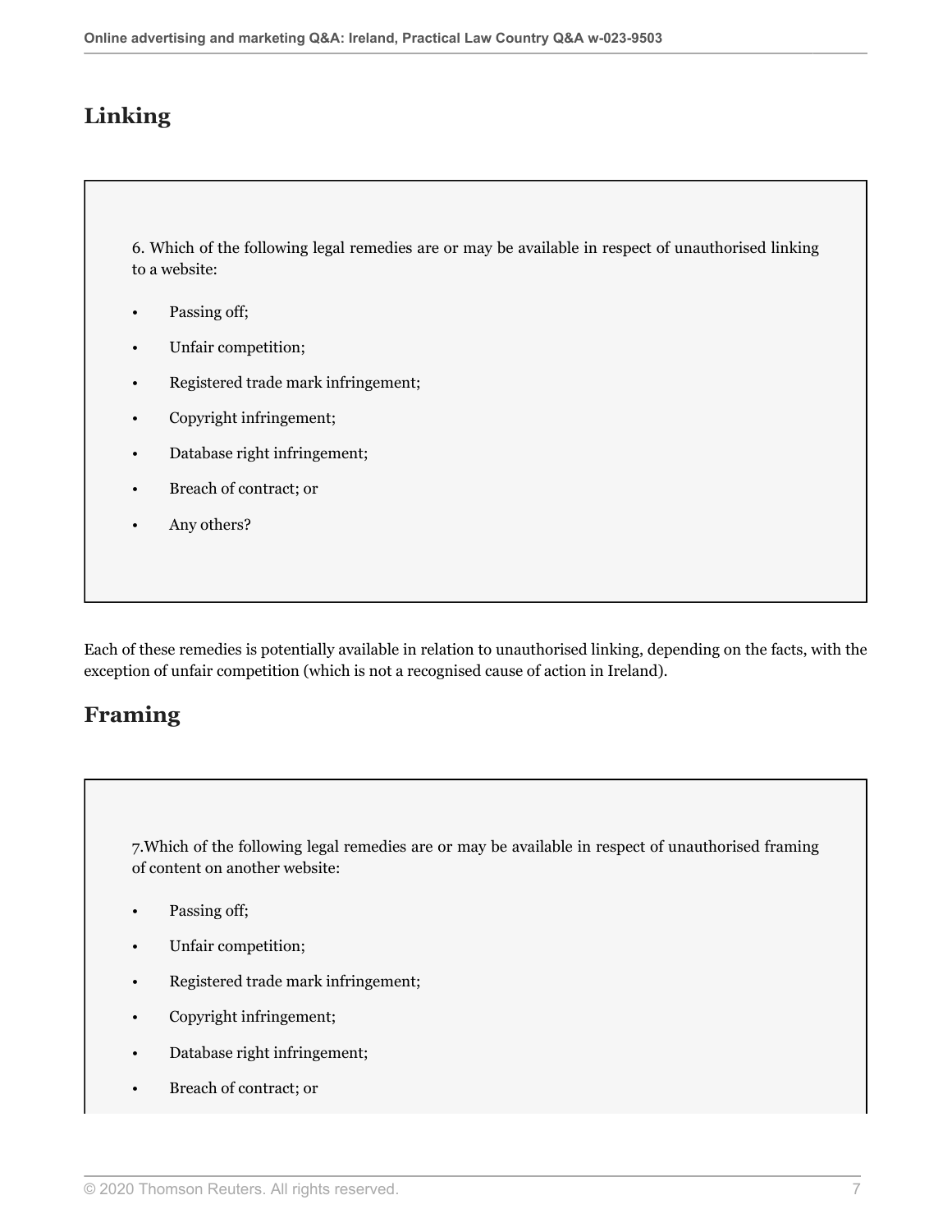## Linking

6. Which of the following legal remedies are or may be available in respect of unauthorised linking to a website:

- Passing off;
- Unfair competition;
- Registered trade mark infringement;
- Copyright infringement;
- Database right infringement;
- Breach of contract; or
- Any others?

Each of these remedies is potentially available in relation to unauthorised linking, depending on the facts, with the exception of unfair competition (which is not a recognised cause of action in Ireland).

## Framing

7.Which of the following legal remedies are or may be available in respect of unauthorised framing of content on another website:

- Passing off;
- Unfair competition;
- Registered trade mark infringement;
- Copyright infringement;
- Database right infringement;
- Breach of contract; or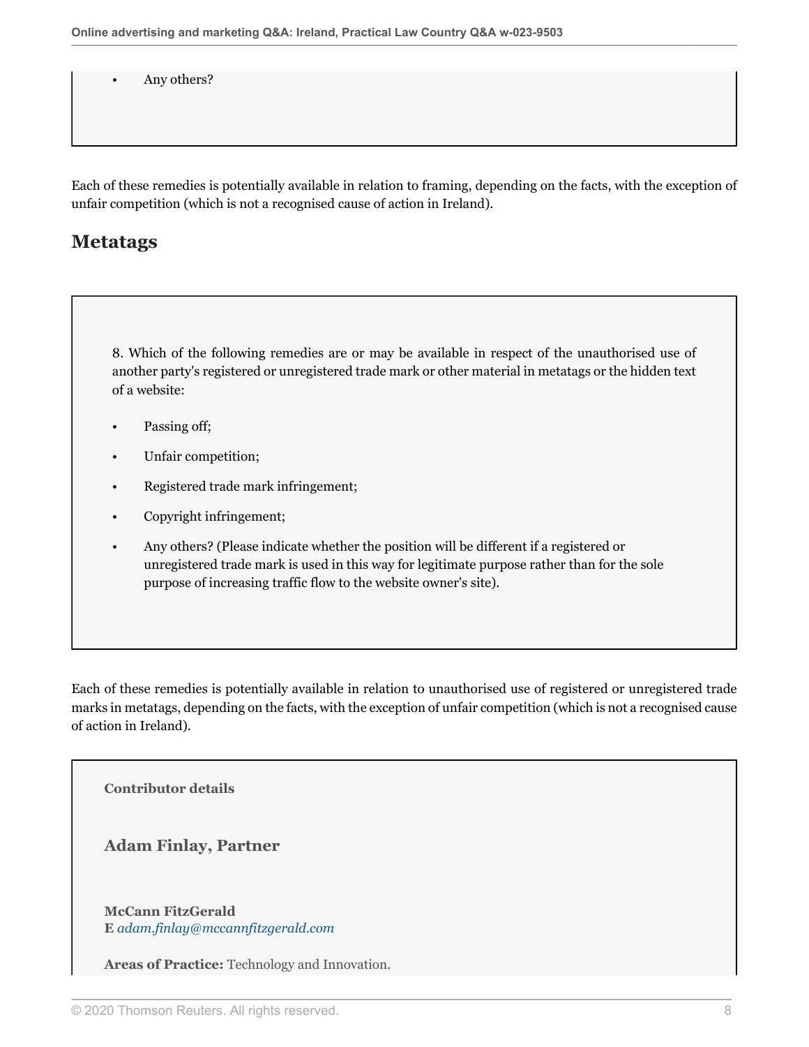- Any others?

Each of these remedies is potentially available in relation to framing, depending on the facts, with the exception of unfair competition (which is not a recognised cause of action in Ireland).

## Metatags

8. Which of the following remedies are or may be available in respect of the unauthorised use of another party's registered or unregistered trade mark or other material in metatags or the hidden text of a website:

- Passing off;
- Unfair competition;
- Registered trade mark infringement;
- Copyright infringement;
- Any others? (Please indicate whether the position will be different if a registered or unregistered trade mark is used in this way for legitimate purpose rather than for the sole purpose of increasing traffic flow to the website owner's site).

Each of these remedies is potentially available in relation to unauthorised use of registered or unregistered trade marks in metatags, depending on the facts, with the exception of unfair competition (which is not a recognised cause of action in Ireland).

**Contributor details**

**Adam Finlay, Partner**

**McCann FitzGerald**
**E** *adam.finlay@mccannfitzgerald.com*

**Areas of Practice:** Technology and Innovation.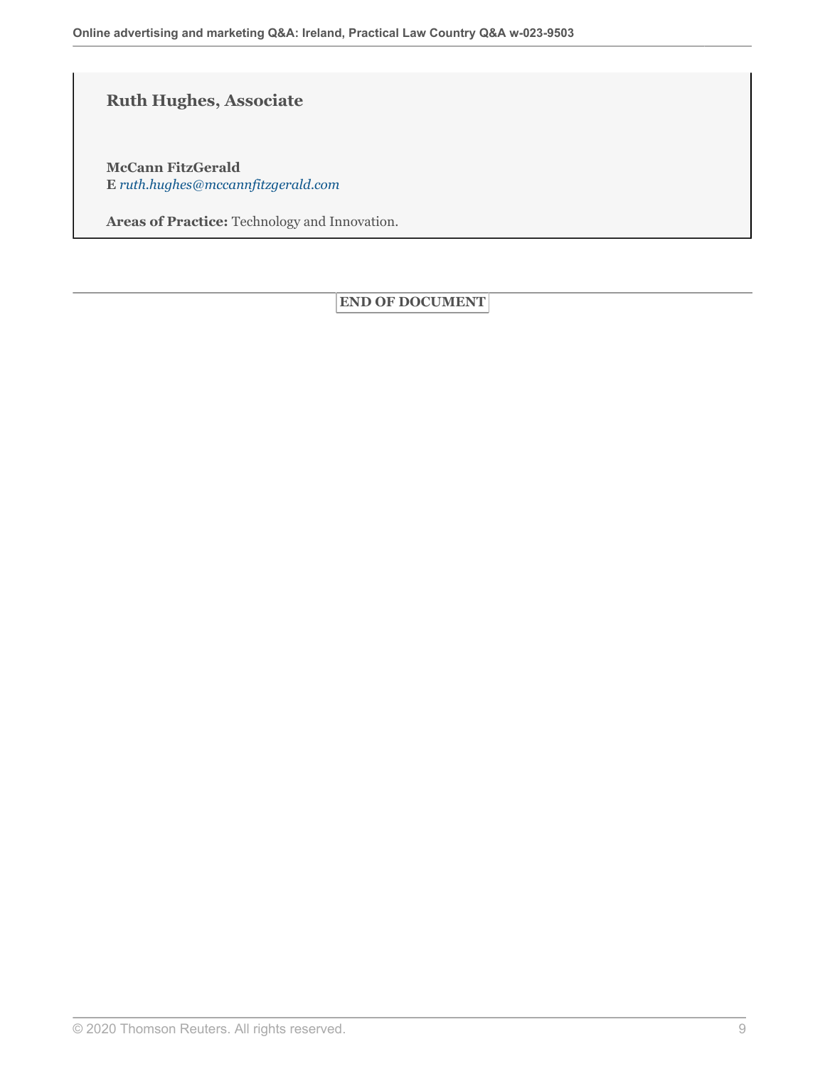**Ruth Hughes, Associate**

**McCann FitzGerald**
**E** *ruth.hughes@mccannfitzgerald.com*

**Areas of Practice:** Technology and Innovation.

**END OF DOCUMENT**